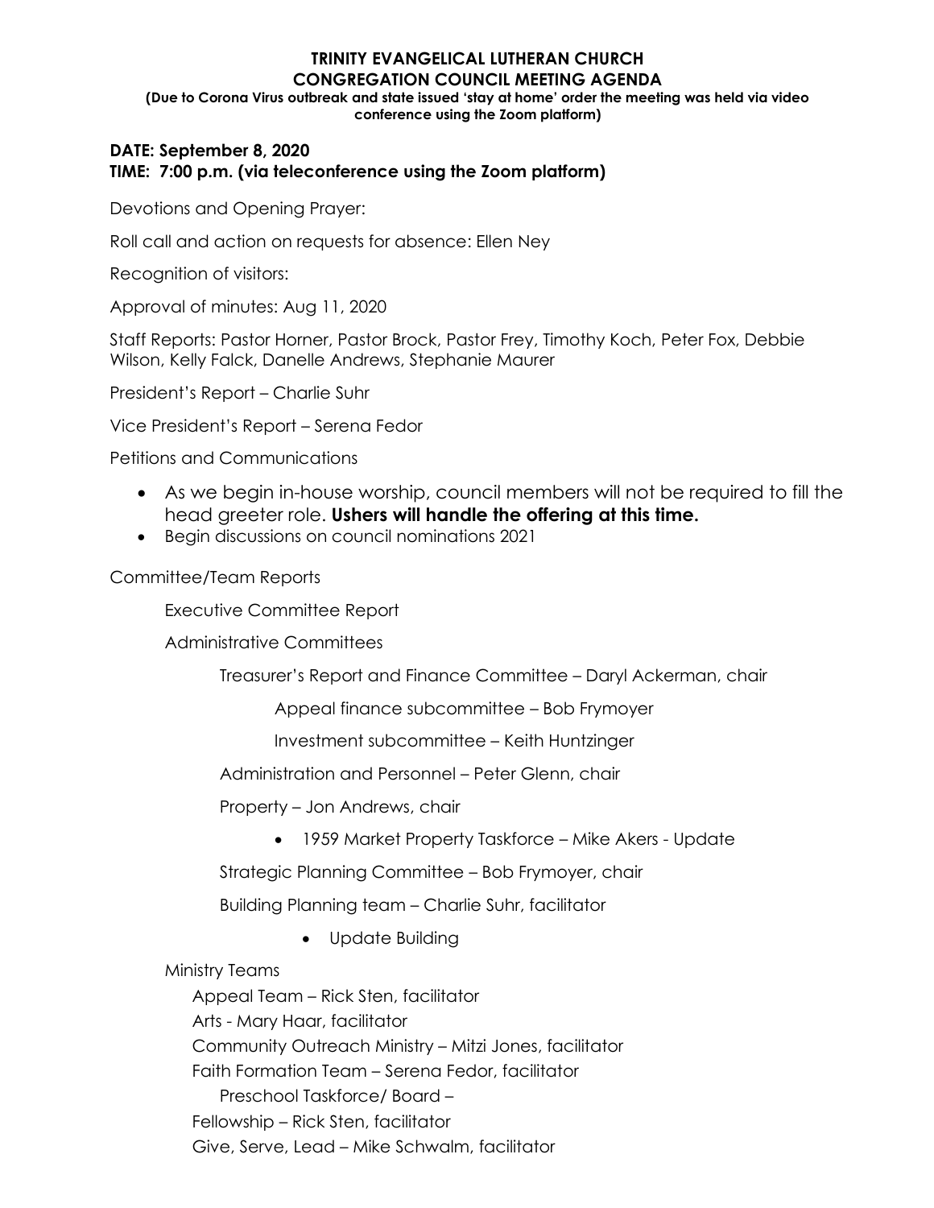# TRINITY EVANGELICAL LUTHERAN CHURCH
# CONGREGATION COUNCIL MEETING AGENDA

**(Due to Corona Virus outbreak and state issued 'stay at home' order the meeting was held via video conference using the Zoom platform)**

**DATE: September 8, 2020**
**TIME: 7:00 p.m. (via teleconference using the Zoom platform)**

Devotions and Opening Prayer:

Roll call and action on requests for absence: Ellen Ney

Recognition of visitors:

Approval of minutes: Aug 11, 2020

Staff Reports: Pastor Horner, Pastor Brock, Pastor Frey, Timothy Koch, Peter Fox, Debbie Wilson, Kelly Falck, Danelle Andrews, Stephanie Maurer

President's Report – Charlie Suhr

Vice President's Report – Serena Fedor

Petitions and Communications

- As we begin in-house worship, council members will not be required to fill the head greeter role. **Ushers will handle the offering at this time.**
- Begin discussions on council nominations 2021

Committee/Team Reports

Executive Committee Report

Administrative Committees

Treasurer's Report and Finance Committee – Daryl Ackerman, chair

Appeal finance subcommittee – Bob Frymoyer

Investment subcommittee – Keith Huntzinger

Administration and Personnel – Peter Glenn, chair

Property – Jon Andrews, chair

- 1959 Market Property Taskforce – Mike Akers - Update

Strategic Planning Committee – Bob Frymoyer, chair

Building Planning team – Charlie Suhr, facilitator

- Update Building

Ministry Teams

Appeal Team – Rick Sten, facilitator

Arts - Mary Haar, facilitator

Community Outreach Ministry – Mitzi Jones, facilitator

Faith Formation Team – Serena Fedor, facilitator

Preschool Taskforce/ Board –

Fellowship – Rick Sten, facilitator

Give, Serve, Lead – Mike Schwalm, facilitator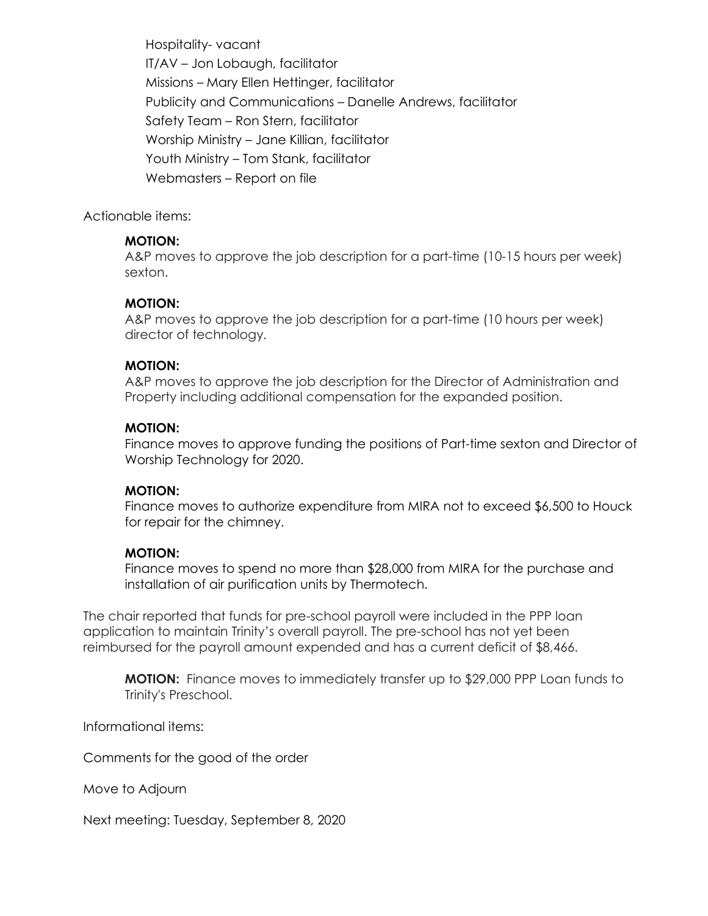Hospitality- vacant
IT/AV – Jon Lobaugh, facilitator
Missions – Mary Ellen Hettinger, facilitator
Publicity and Communications – Danelle Andrews, facilitator
Safety Team – Ron Stern, facilitator
Worship Ministry – Jane Killian, facilitator
Youth Ministry – Tom Stank, facilitator
Webmasters – Report on file

Actionable items:

**MOTION:**
A&P moves to approve the job description for a part-time (10-15 hours per week) sexton.

**MOTION:**
A&P moves to approve the job description for a part-time (10 hours per week) director of technology.

**MOTION:**
A&P moves to approve the job description for the Director of Administration and Property including additional compensation for the expanded position.

**MOTION:**
Finance moves to approve funding the positions of Part-time sexton and Director of Worship Technology for 2020.

**MOTION:**
Finance moves to authorize expenditure from MIRA not to exceed $6,500 to Houck for repair for the chimney.

**MOTION:**
Finance moves to spend no more than $28,000 from MIRA for the purchase and installation of air purification units by Thermotech.

The chair reported that funds for pre-school payroll were included in the PPP loan application to maintain Trinity's overall payroll. The pre-school has not yet been reimbursed for the payroll amount expended and has a current deficit of $8,466.

**MOTION:** Finance moves to immediately transfer up to $29,000 PPP Loan funds to Trinity's Preschool.

Informational items:

Comments for the good of the order

Move to Adjourn

Next meeting: Tuesday, September 8, 2020